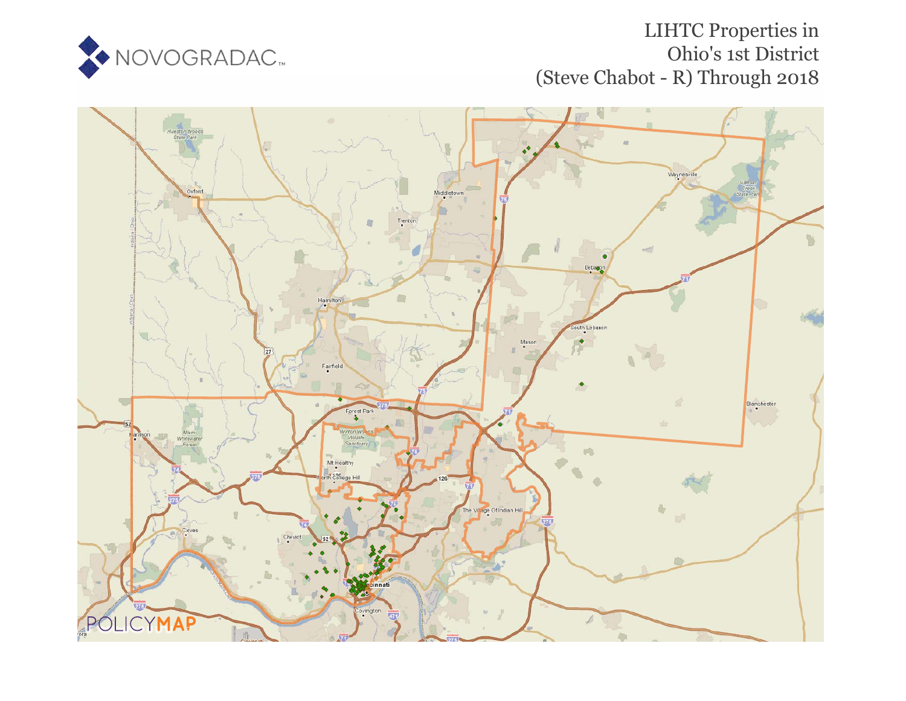NOVOGRADAC

# LIHTC Properties in Ohio's 1st District (Steve Chabot - R) Through 2018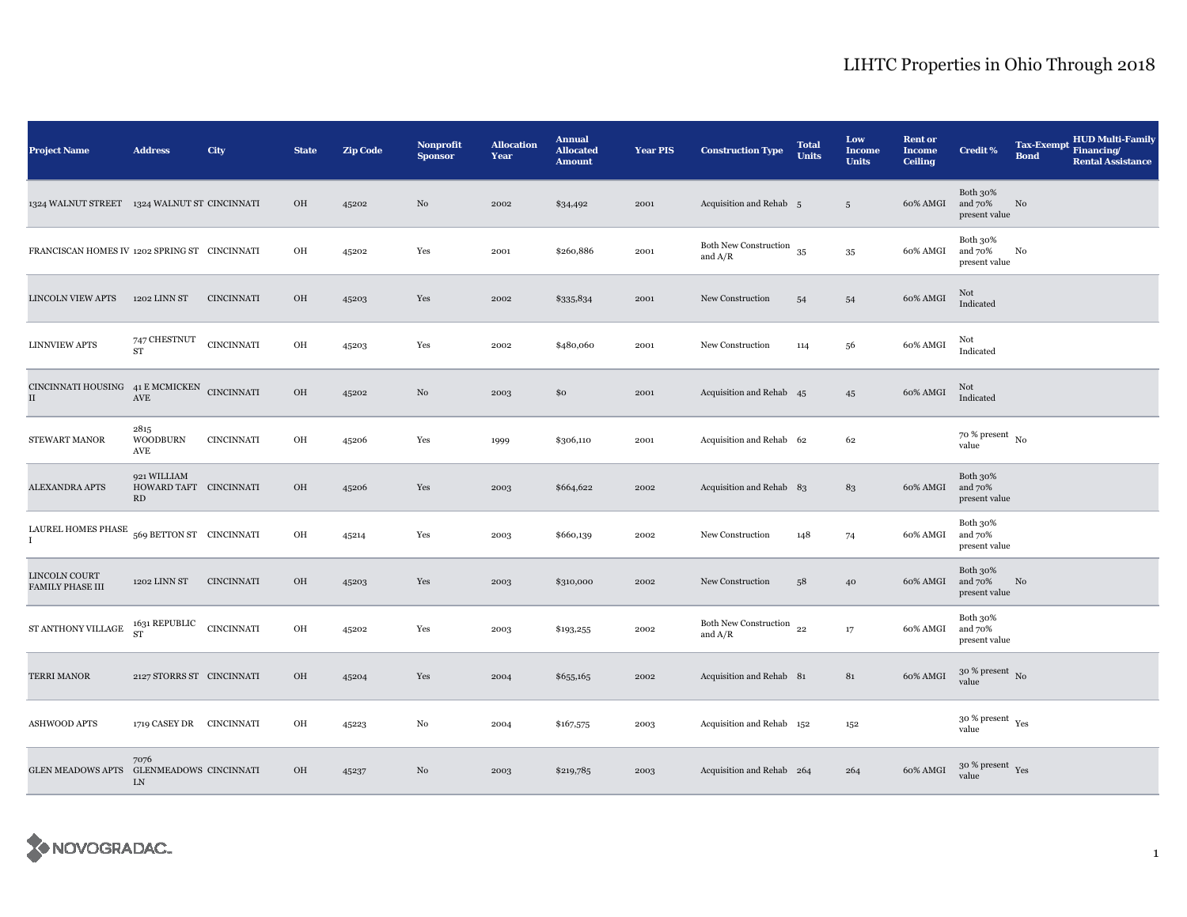# LIHTC Properties in Ohio Through 2018

| Project Name | Address | City | State | Zip Code | Nonprofit Sponsor | Allocation Year | Annual Allocated Amount | Year PIS | Construction Type | Total Units | Low Income Units | Rent or Income Ceiling | Credit % | Tax-Exempt Bond | HUD Multi-Family Financing/ Rental Assistance |
|---|---|---|---|---|---|---|---|---|---|---|---|---|---|---|---|
| 1324 WALNUT STREET | 1324 WALNUT ST | CINCINNATI | OH | 45202 | No | 2002 | $34,492 | 2001 | Acquisition and Rehab | 5 | 5 | 60% AMGI | Both 30% and 70% present value | No | |
| FRANCISCAN HOMES IV | 1202 SPRING ST | CINCINNATI | OH | 45202 | Yes | 2001 | $260,886 | 2001 | Both New Construction and A/R | 35 | 35 | 60% AMGI | Both 30% and 70% present value | No | |
| LINCOLN VIEW APTS | 1202 LINN ST | CINCINNATI | OH | 45203 | Yes | 2002 | $335,834 | 2001 | New Construction | 54 | 54 | 60% AMGI | Not Indicated | | |
| LINNVIEW APTS | 747 CHESTNUT ST | CINCINNATI | OH | 45203 | Yes | 2002 | $480,060 | 2001 | New Construction | 114 | 56 | 60% AMGI | Not Indicated | | |
| CINCINNATI HOUSING II | 41 E MCMICKEN AVE | CINCINNATI | OH | 45202 | No | 2003 | $0 | 2001 | Acquisition and Rehab | 45 | 45 | 60% AMGI | Not Indicated | | |
| STEWART MANOR | 2815 WOODBURN AVE | CINCINNATI | OH | 45206 | Yes | 1999 | $306,110 | 2001 | Acquisition and Rehab | 62 | 62 | | 70 % present value | No | |
| ALEXANDRA APTS | 921 WILLIAM HOWARD TAFT RD | CINCINNATI | OH | 45206 | Yes | 2003 | $664,622 | 2002 | Acquisition and Rehab | 83 | 83 | 60% AMGI | Both 30% and 70% present value | | |
| LAUREL HOMES PHASE I | 569 BETTON ST | CINCINNATI | OH | 45214 | Yes | 2003 | $660,139 | 2002 | New Construction | 148 | 74 | 60% AMGI | Both 30% and 70% present value | | |
| LINCOLN COURT FAMILY PHASE III | 1202 LINN ST | CINCINNATI | OH | 45203 | Yes | 2003 | $310,000 | 2002 | New Construction | 58 | 40 | 60% AMGI | Both 30% and 70% present value | No | |
| ST ANTHONY VILLAGE | 1631 REPUBLIC ST | CINCINNATI | OH | 45202 | Yes | 2003 | $193,255 | 2002 | Both New Construction and A/R | 22 | 17 | 60% AMGI | Both 30% and 70% present value | | |
| TERRI MANOR | 2127 STORRS ST | CINCINNATI | OH | 45204 | Yes | 2004 | $655,165 | 2002 | Acquisition and Rehab | 81 | 81 | 60% AMGI | 30 % present value | No | |
| ASHWOOD APTS | 1719 CASEY DR | CINCINNATI | OH | 45223 | No | 2004 | $167,575 | 2003 | Acquisition and Rehab | 152 | 152 | | 30 % present value | Yes | |
| GLEN MEADOWS APTS | 7076 GLENMEADOWS LN | CINCINNATI | OH | 45237 | No | 2003 | $219,785 | 2003 | Acquisition and Rehab | 264 | 264 | 60% AMGI | 30 % present value | Yes | |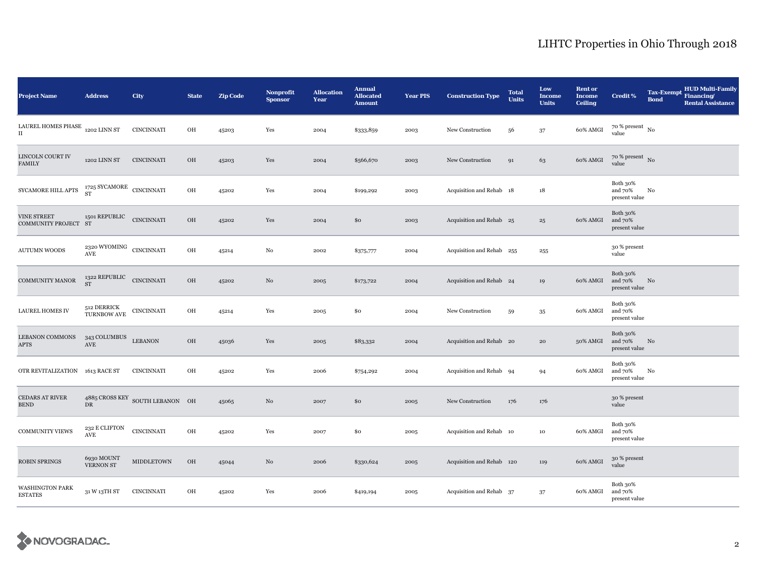## LIHTC Properties in Ohio Through 2018

| Project Name | Address | City | State | Zip Code | Nonprofit Sponsor | Allocation Year | Annual Allocated Amount | Year PIS | Construction Type | Total Units | Low Income Units | Rent or Income Ceiling | Credit % | Tax-Exempt Bond | HUD Multi-Family Financing/ Rental Assistance |
|---|---|---|---|---|---|---|---|---|---|---|---|---|---|---|---|
| LAUREL HOMES PHASE II | 1202 LINN ST | CINCINNATI | OH | 45203 | Yes | 2004 | $333,859 | 2003 | New Construction | 56 | 37 | 60% AMGI | 70 % present value | No | |
| LINCOLN COURT IV FAMILY | 1202 LINN ST | CINCINNATI | OH | 45203 | Yes | 2004 | $566,670 | 2003 | New Construction | 91 | 63 | 60% AMGI | 70 % present value | No | |
| SYCAMORE HILL APTS | 1725 SYCAMORE ST | CINCINNATI | OH | 45202 | Yes | 2004 | $199,292 | 2003 | Acquisition and Rehab | 18 | 18 | | Both 30% and 70% present value | No | |
| VINE STREET COMMUNITY PROJECT | 1501 REPUBLIC ST | CINCINNATI | OH | 45202 | Yes | 2004 | $0 | 2003 | Acquisition and Rehab | 25 | 25 | 60% AMGI | Both 30% and 70% present value | | |
| AUTUMN WOODS | 2320 WYOMING AVE | CINCINNATI | OH | 45214 | No | 2002 | $375,777 | 2004 | Acquisition and Rehab | 255 | 255 | | 30 % present value | | |
| COMMUNITY MANOR | 1322 REPUBLIC ST | CINCINNATI | OH | 45202 | No | 2005 | $173,722 | 2004 | Acquisition and Rehab | 24 | 19 | 60% AMGI | Both 30% and 70% present value | No | |
| LAUREL HOMES IV | 512 DERRICK TURNBOW AVE | CINCINNATI | OH | 45214 | Yes | 2005 | $0 | 2004 | New Construction | 59 | 35 | 60% AMGI | Both 30% and 70% present value | | |
| LEBANON COMMONS APTS | 343 COLUMBUS AVE | LEBANON | OH | 45036 | Yes | 2005 | $83,332 | 2004 | Acquisition and Rehab | 20 | 20 | 50% AMGI | Both 30% and 70% present value | No | |
| OTR REVITALIZATION | 1613 RACE ST | CINCINNATI | OH | 45202 | Yes | 2006 | $754,292 | 2004 | Acquisition and Rehab | 94 | 94 | 60% AMGI | Both 30% and 70% present value | No | |
| CEDARS AT RIVER BEND | 4885 CROSS KEY DR | SOUTH LEBANON | OH | 45065 | No | 2007 | $0 | 2005 | New Construction | 176 | 176 | | 30 % present value | | |
| COMMUNITY VIEWS | 232 E CLIFTON AVE | CINCINNATI | OH | 45202 | Yes | 2007 | $0 | 2005 | Acquisition and Rehab | 10 | 10 | 60% AMGI | Both 30% and 70% present value | | |
| ROBIN SPRINGS | 6930 MOUNT VERNON ST | MIDDLETOWN | OH | 45044 | No | 2006 | $330,624 | 2005 | Acquisition and Rehab | 120 | 119 | 60% AMGI | 30 % present value | | |
| WASHINGTON PARK ESTATES | 31 W 13TH ST | CINCINNATI | OH | 45202 | Yes | 2006 | $419,194 | 2005 | Acquisition and Rehab | 37 | 37 | 60% AMGI | Both 30% and 70% present value | | |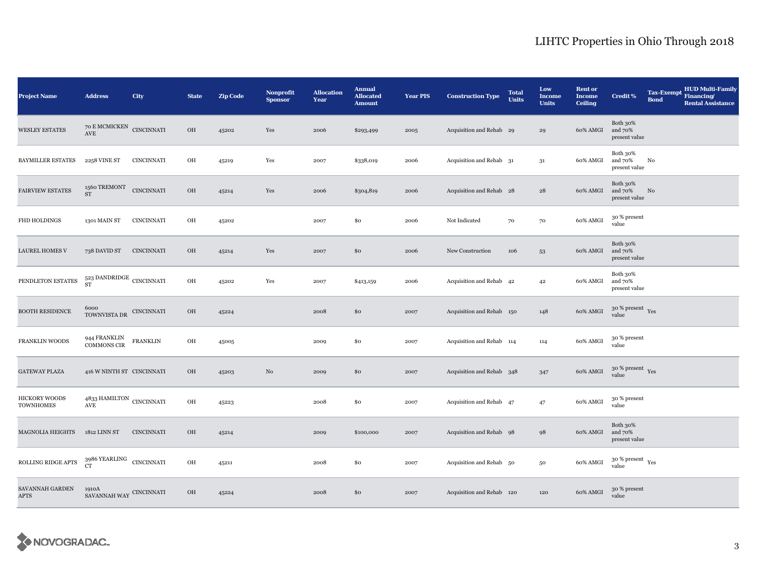| Project Name | Address | City | State | Zip Code | Nonprofit Sponsor | Allocation Year | Annual Allocated Amount | Year PIS | Construction Type | Total Units | Low Income Units | Rent or Income Ceiling | Credit % | Tax-Exempt Bond | HUD Multi-Family Financing/ Rental Assistance |
|---|---|---|---|---|---|---|---|---|---|---|---|---|---|---|---|
| WESLEY ESTATES | 70 E MCMICKEN AVE | CINCINNATI | OH | 45202 | Yes | 2006 | $293,499 | 2005 | Acquisition and Rehab | 29 | 29 | 60% AMGI | Both 30% and 70% present value | | |
| BAYMILLER ESTATES | 2258 VINE ST | CINCINNATI | OH | 45219 | Yes | 2007 | $338,019 | 2006 | Acquisition and Rehab | 31 | 31 | 60% AMGI | Both 30% and 70% present value | No | |
| FAIRVIEW ESTATES | 1560 TREMONT ST | CINCINNATI | OH | 45214 | Yes | 2006 | $304,819 | 2006 | Acquisition and Rehab | 28 | 28 | 60% AMGI | Both 30% and 70% present value | No | |
| FHD HOLDINGS | 1301 MAIN ST | CINCINNATI | OH | 45202 | | 2007 | $0 | 2006 | Not Indicated | 70 | 70 | 60% AMGI | 30 % present value | | |
| LAUREL HOMES V | 738 DAVID ST | CINCINNATI | OH | 45214 | Yes | 2007 | $0 | 2006 | New Construction | 106 | 53 | 60% AMGI | Both 30% and 70% present value | | |
| PENDLETON ESTATES | 523 DANDRIDGE ST | CINCINNATI | OH | 45202 | Yes | 2007 | $413,159 | 2006 | Acquisition and Rehab | 42 | 42 | 60% AMGI | Both 30% and 70% present value | | |
| BOOTH RESIDENCE | 6000 TOWNVISTA DR | CINCINNATI | OH | 45224 | | 2008 | $0 | 2007 | Acquisition and Rehab | 150 | 148 | 60% AMGI | 30 % present value | Yes | |
| FRANKLIN WOODS | 944 FRANKLIN COMMONS CIR | FRANKLIN | OH | 45005 | | 2009 | $0 | 2007 | Acquisition and Rehab | 114 | 114 | 60% AMGI | 30 % present value | | |
| GATEWAY PLAZA | 416 W NINTH ST | CINCINNATI | OH | 45203 | No | 2009 | $0 | 2007 | Acquisition and Rehab | 348 | 347 | 60% AMGI | 30 % present value | Yes | |
| HICKORY WOODS TOWNHOMES | 4833 HAMILTON AVE | CINCINNATI | OH | 45223 | | 2008 | $0 | 2007 | Acquisition and Rehab | 47 | 47 | 60% AMGI | 30 % present value | | |
| MAGNOLIA HEIGHTS | 1812 LINN ST | CINCINNATI | OH | 45214 | | 2009 | $100,000 | 2007 | Acquisition and Rehab | 98 | 98 | 60% AMGI | Both 30% and 70% present value | | |
| ROLLING RIDGE APTS | 3986 YEARLING CT | CINCINNATI | OH | 45211 | | 2008 | $0 | 2007 | Acquisition and Rehab | 50 | 50 | 60% AMGI | 30 % present value | Yes | |
| SAVANNAH GARDEN APTS | 1910A SAVANNAH WAY | CINCINNATI | OH | 45224 | | 2008 | $0 | 2007 | Acquisition and Rehab | 120 | 120 | 60% AMGI | 30 % present value | | |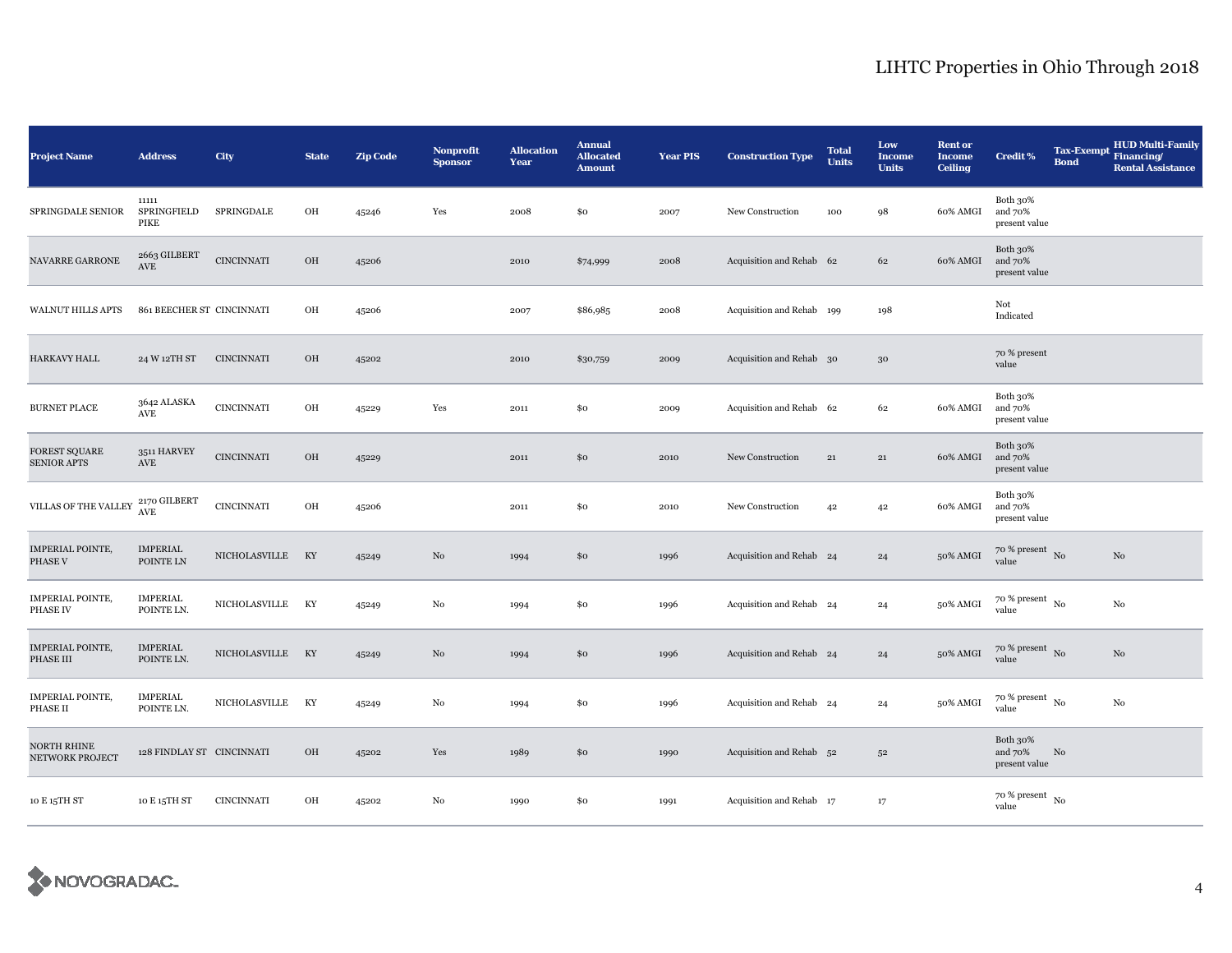| Project Name | Address | City | State | Zip Code | Nonprofit Sponsor | Allocation Year | Annual Allocated Amount | Year PIS | Construction Type | Total Units | Low Income Units | Rent or Income Ceiling | Credit % | Tax-Exempt Bond | HUD Multi-Family Financing/ Rental Assistance |
|---|---|---|---|---|---|---|---|---|---|---|---|---|---|---|---|
| SPRINGDALE SENIOR | 11111 SPRINGFIELD PIKE | SPRINGDALE | OH | 45246 | Yes | 2008 | $0 | 2007 | New Construction | 100 | 98 | 60% AMGI | Both 30% and 70% present value | | |
| NAVARRE GARRONE | 2663 GILBERT AVE | CINCINNATI | OH | 45206 | | 2010 | $74,999 | 2008 | Acquisition and Rehab | 62 | 62 | 60% AMGI | Both 30% and 70% present value | | |
| WALNUT HILLS APTS | 861 BEECHER ST | CINCINNATI | OH | 45206 | | 2007 | $86,985 | 2008 | Acquisition and Rehab | 199 | 198 | | Not Indicated | | |
| HARKAVY HALL | 24 W 12TH ST | CINCINNATI | OH | 45202 | | 2010 | $30,759 | 2009 | Acquisition and Rehab | 30 | 30 | | 70 % present value | | |
| BURNET PLACE | 3642 ALASKA AVE | CINCINNATI | OH | 45229 | Yes | 2011 | $0 | 2009 | Acquisition and Rehab | 62 | 62 | 60% AMGI | Both 30% and 70% present value | | |
| FOREST SQUARE SENIOR APTS | 3511 HARVEY AVE | CINCINNATI | OH | 45229 | | 2011 | $0 | 2010 | New Construction | 21 | 21 | 60% AMGI | Both 30% and 70% present value | | |
| VILLAS OF THE VALLEY | 2170 GILBERT AVE | CINCINNATI | OH | 45206 | | 2011 | $0 | 2010 | New Construction | 42 | 42 | 60% AMGI | Both 30% and 70% present value | | |
| IMPERIAL POINTE, PHASE V | IMPERIAL POINTE LN | NICHOLASVILLE | KY | 45249 | No | 1994 | $0 | 1996 | Acquisition and Rehab | 24 | 24 | 50% AMGI | 70 % present value | No | No |
| IMPERIAL POINTE, PHASE IV | IMPERIAL POINTE LN. | NICHOLASVILLE | KY | 45249 | No | 1994 | $0 | 1996 | Acquisition and Rehab | 24 | 24 | 50% AMGI | 70 % present value | No | No |
| IMPERIAL POINTE, PHASE III | IMPERIAL POINTE LN. | NICHOLASVILLE | KY | 45249 | No | 1994 | $0 | 1996 | Acquisition and Rehab | 24 | 24 | 50% AMGI | 70 % present value | No | No |
| IMPERIAL POINTE, PHASE II | IMPERIAL POINTE LN. | NICHOLASVILLE | KY | 45249 | No | 1994 | $0 | 1996 | Acquisition and Rehab | 24 | 24 | 50% AMGI | 70 % present value | No | No |
| NORTH RHINE NETWORK PROJECT | 128 FINDLAY ST | CINCINNATI | OH | 45202 | Yes | 1989 | $0 | 1990 | Acquisition and Rehab | 52 | 52 | | Both 30% and 70% present value | No | |
| 10 E 15TH ST | 10 E 15TH ST | CINCINNATI | OH | 45202 | No | 1990 | $0 | 1991 | Acquisition and Rehab | 17 | 17 | | 70 % present value | No | |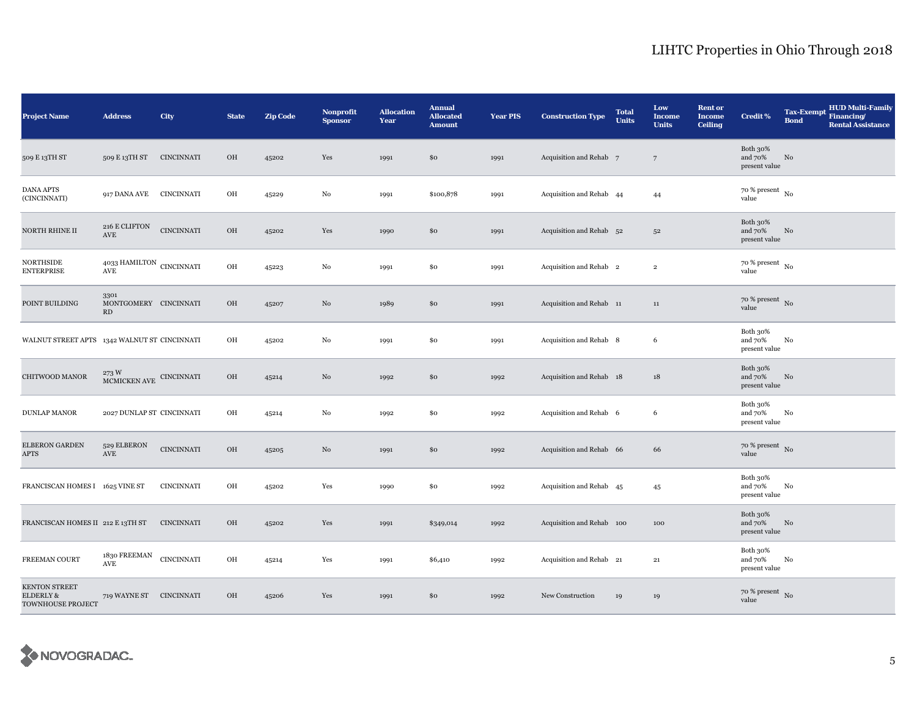# LIHTC Properties in Ohio Through 2018

| Project Name | Address | City | State | Zip Code | Nonprofit Sponsor | Allocation Year | Annual Allocated Amount | Year PIS | Construction Type | Total Units | Low Income Units | Rent or Income Ceiling | Credit % | Tax-Exempt Bond | HUD Multi-Family Financing/ Rental Assistance |
|---|---|---|---|---|---|---|---|---|---|---|---|---|---|---|---|
| 509 E 13TH ST | 509 E 13TH ST | CINCINNATI | OH | 45202 | Yes | 1991 | $0 | 1991 | Acquisition and Rehab | 7 | 7 | | Both 30% and 70% present value | No | |
| DANA APTS (CINCINNATI) | 917 DANA AVE | CINCINNATI | OH | 45229 | No | 1991 | $100,878 | 1991 | Acquisition and Rehab | 44 | 44 | | 70 % present value | No | |
| NORTH RHINE II | 216 E CLIFTON AVE | CINCINNATI | OH | 45202 | Yes | 1990 | $0 | 1991 | Acquisition and Rehab | 52 | 52 | | Both 30% and 70% present value | No | |
| NORTHSIDE ENTERPRISE | 4033 HAMILTON AVE | CINCINNATI | OH | 45223 | No | 1991 | $0 | 1991 | Acquisition and Rehab | 2 | 2 | | 70 % present value | No | |
| POINT BUILDING | 3301 MONTGOMERY RD | CINCINNATI | OH | 45207 | No | 1989 | $0 | 1991 | Acquisition and Rehab | 11 | 11 | | 70 % present value | No | |
| WALNUT STREET APTS | 1342 WALNUT ST | CINCINNATI | OH | 45202 | No | 1991 | $0 | 1991 | Acquisition and Rehab | 8 | 6 | | Both 30% and 70% present value | No | |
| CHITWOOD MANOR | 273 W MCMICKEN AVE | CINCINNATI | OH | 45214 | No | 1992 | $0 | 1992 | Acquisition and Rehab | 18 | 18 | | Both 30% and 70% present value | No | |
| DUNLAP MANOR | 2027 DUNLAP ST | CINCINNATI | OH | 45214 | No | 1992 | $0 | 1992 | Acquisition and Rehab | 6 | 6 | | Both 30% and 70% present value | No | |
| ELBERON GARDEN APTS | 529 ELBERON AVE | CINCINNATI | OH | 45205 | No | 1991 | $0 | 1992 | Acquisition and Rehab | 66 | 66 | | 70 % present value | No | |
| FRANCISCAN HOMES I | 1625 VINE ST | CINCINNATI | OH | 45202 | Yes | 1990 | $0 | 1992 | Acquisition and Rehab | 45 | 45 | | Both 30% and 70% present value | No | |
| FRANCISCAN HOMES II | 212 E 13TH ST | CINCINNATI | OH | 45202 | Yes | 1991 | $349,014 | 1992 | Acquisition and Rehab | 100 | 100 | | Both 30% and 70% present value | No | |
| FREEMAN COURT | 1830 FREEMAN AVE | CINCINNATI | OH | 45214 | Yes | 1991 | $6,410 | 1992 | Acquisition and Rehab | 21 | 21 | | Both 30% and 70% present value | No | |
| KENTON STREET ELDERLY & TOWNHOUSE PROJECT | 719 WAYNE ST | CINCINNATI | OH | 45206 | Yes | 1991 | $0 | 1992 | New Construction | 19 | 19 | | 70 % present value | No | |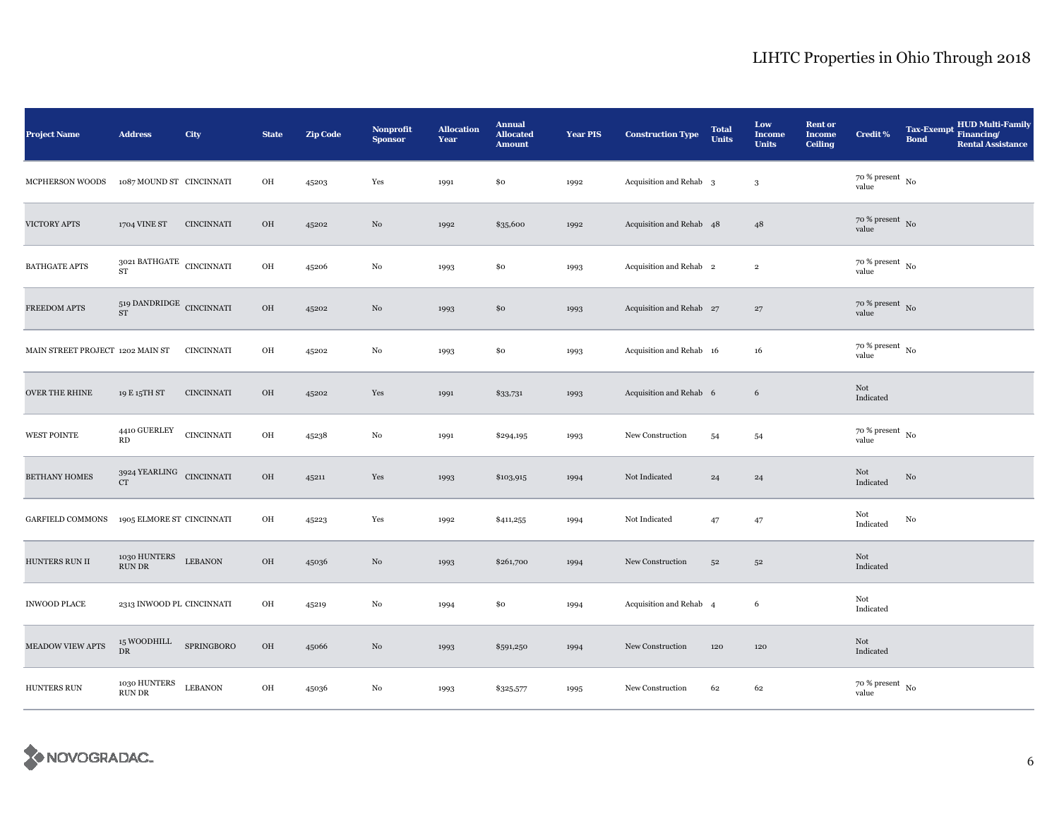| Project Name | Address | City | State | Zip Code | Nonprofit Sponsor | Allocation Year | Annual Allocated Amount | Year PIS | Construction Type | Total Units | Low Income Units | Rent or Income Ceiling | Credit % | Tax-Exempt Bond | HUD Multi-Family Financing/ Rental Assistance |
|---|---|---|---|---|---|---|---|---|---|---|---|---|---|---|---|
| MCPHERSON WOODS | 1087 MOUND ST | CINCINNATI | OH | 45203 | Yes | 1991 | $0 | 1992 | Acquisition and Rehab | 3 | 3 | | 70 % present value | No | |
| VICTORY APTS | 1704 VINE ST | CINCINNATI | OH | 45202 | No | 1992 | $35,600 | 1992 | Acquisition and Rehab | 48 | 48 | | 70 % present value | No | |
| BATHGATE APTS | 3021 BATHGATE ST | CINCINNATI | OH | 45206 | No | 1993 | $0 | 1993 | Acquisition and Rehab | 2 | 2 | | 70 % present value | No | |
| FREEDOM APTS | 519 DANDRIDGE ST | CINCINNATI | OH | 45202 | No | 1993 | $0 | 1993 | Acquisition and Rehab | 27 | 27 | | 70 % present value | No | |
| MAIN STREET PROJECT | 1202 MAIN ST | CINCINNATI | OH | 45202 | No | 1993 | $0 | 1993 | Acquisition and Rehab | 16 | 16 | | 70 % present value | No | |
| OVER THE RHINE | 19 E 15TH ST | CINCINNATI | OH | 45202 | Yes | 1991 | $33,731 | 1993 | Acquisition and Rehab | 6 | 6 | | Not Indicated | | |
| WEST POINTE | 4410 GUERLEY RD | CINCINNATI | OH | 45238 | No | 1991 | $294,195 | 1993 | New Construction | 54 | 54 | | 70 % present value | No | |
| BETHANY HOMES | 3924 YEARLING CT | CINCINNATI | OH | 45211 | Yes | 1993 | $103,915 | 1994 | Not Indicated | 24 | 24 | | Not Indicated | No | |
| GARFIELD COMMONS | 1905 ELMORE ST | CINCINNATI | OH | 45223 | Yes | 1992 | $411,255 | 1994 | Not Indicated | 47 | 47 | | Not Indicated | No | |
| HUNTERS RUN II | 1030 HUNTERS RUN DR | LEBANON | OH | 45036 | No | 1993 | $261,700 | 1994 | New Construction | 52 | 52 | | Not Indicated | | |
| INWOOD PLACE | 2313 INWOOD PL | CINCINNATI | OH | 45219 | No | 1994 | $0 | 1994 | Acquisition and Rehab | 4 | 6 | | Not Indicated | | |
| MEADOW VIEW APTS | 15 WOODHILL DR | SPRINGBORO | OH | 45066 | No | 1993 | $591,250 | 1994 | New Construction | 120 | 120 | | Not Indicated | | |
| HUNTERS RUN | 1030 HUNTERS RUN DR | LEBANON | OH | 45036 | No | 1993 | $325,577 | 1995 | New Construction | 62 | 62 | | 70 % present value | No | |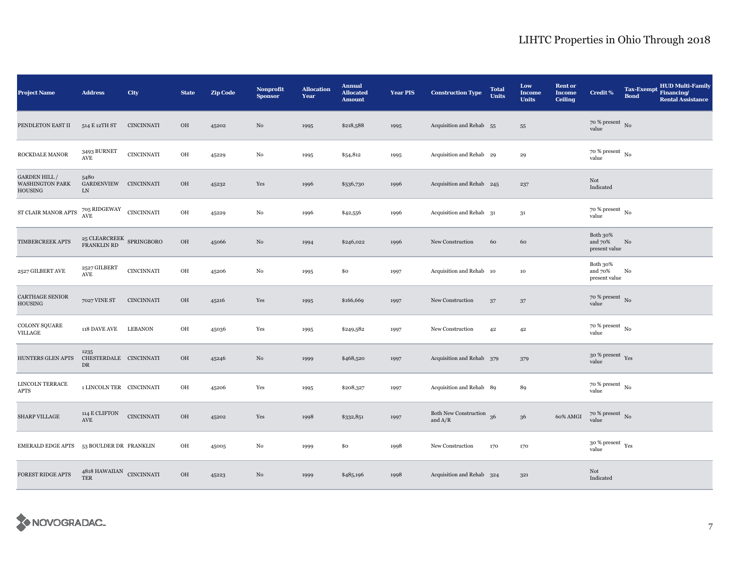| Project Name | Address | City | State | Zip Code | Nonprofit Sponsor | Allocation Year | Annual Allocated Amount | Year PIS | Construction Type | Total Units | Low Income Units | Rent or Income Ceiling | Credit % | Tax-Exempt Bond | HUD Multi-Family Financing/ Rental Assistance |
|---|---|---|---|---|---|---|---|---|---|---|---|---|---|---|---|
| PENDLETON EAST II | 514 E 12TH ST | CINCINNATI | OH | 45202 | No | 1995 | $218,588 | 1995 | Acquisition and Rehab | 55 | 55 | | 70 % present value | No | |
| ROCKDALE MANOR | 3493 BURNET AVE | CINCINNATI | OH | 45229 | No | 1995 | $54,812 | 1995 | Acquisition and Rehab | 29 | 29 | | 70 % present value | No | |
| GARDEN HILL / WASHINGTON PARK HOUSING | 5480 GARDENVIEW LN | CINCINNATI | OH | 45232 | Yes | 1996 | $536,730 | 1996 | Acquisition and Rehab | 245 | 237 | | Not Indicated | | |
| ST CLAIR MANOR APTS | 705 RIDGEWAY AVE | CINCINNATI | OH | 45229 | No | 1996 | $42,556 | 1996 | Acquisition and Rehab | 31 | 31 | | 70 % present value | No | |
| TIMBERCREEK APTS | 25 CLEARCREEK FRANKLIN RD | SPRINGBORO | OH | 45066 | No | 1994 | $246,022 | 1996 | New Construction | 60 | 60 | | Both 30% and 70% present value | No | |
| 2527 GILBERT AVE | 2527 GILBERT AVE | CINCINNATI | OH | 45206 | No | 1995 | $0 | 1997 | Acquisition and Rehab | 10 | 10 | | Both 30% and 70% present value | No | |
| CARTHAGE SENIOR HOUSING | 7027 VINE ST | CINCINNATI | OH | 45216 | Yes | 1995 | $166,669 | 1997 | New Construction | 37 | 37 | | 70 % present value | No | |
| COLONY SQUARE VILLAGE | 118 DAVE AVE | LEBANON | OH | 45036 | Yes | 1995 | $249,582 | 1997 | New Construction | 42 | 42 | | 70 % present value | No | |
| HUNTERS GLEN APTS | 1235 CHESTERDALE DR | CINCINNATI | OH | 45246 | No | 1999 | $468,520 | 1997 | Acquisition and Rehab | 379 | 379 | | 30 % present value | Yes | |
| LINCOLN TERRACE APTS | 1 LINCOLN TER | CINCINNATI | OH | 45206 | Yes | 1995 | $208,327 | 1997 | Acquisition and Rehab | 89 | 89 | | 70 % present value | No | |
| SHARP VILLAGE | 114 E CLIFTON AVE | CINCINNATI | OH | 45202 | Yes | 1998 | $332,851 | 1997 | Both New Construction and A/R | 36 | 36 | 60% AMGI | 70 % present value | No | |
| EMERALD EDGE APTS | 53 BOULDER DR | FRANKLIN | OH | 45005 | No | 1999 | $0 | 1998 | New Construction | 170 | 170 | | 30 % present value | Yes | |
| FOREST RIDGE APTS | 4818 HAWAIIAN TER | CINCINNATI | OH | 45223 | No | 1999 | $485,196 | 1998 | Acquisition and Rehab | 324 | 321 | | Not Indicated | | |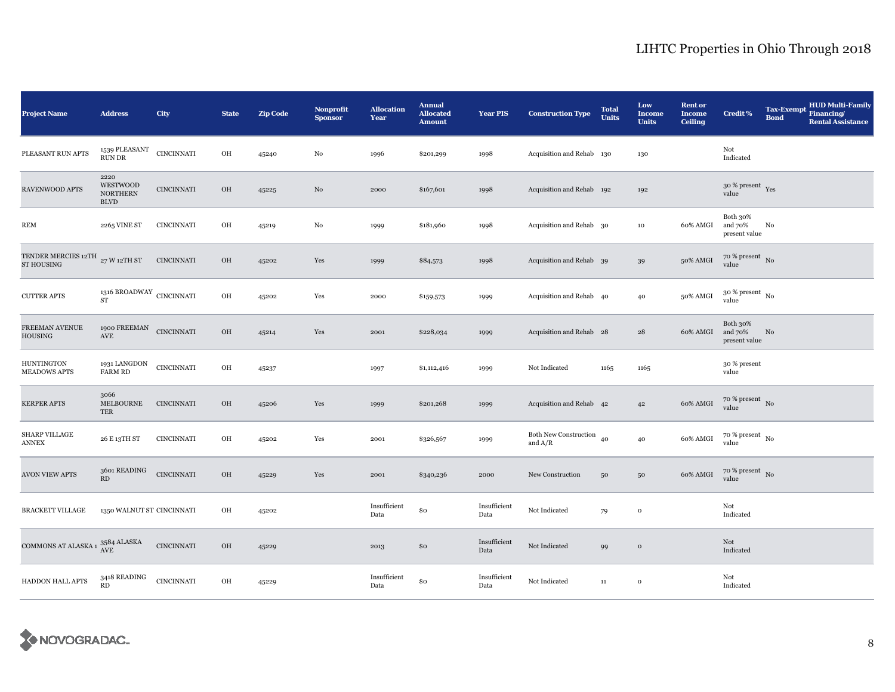# LIHTC Properties in Ohio Through 2018

| Project Name | Address | City | State | Zip Code | Nonprofit Sponsor | Allocation Year | Annual Allocated Amount | Year PIS | Construction Type | Total Units | Low Income Units | Rent or Income Ceiling | Credit % | Tax-Exempt Bond | HUD Multi-Family Financing/ Rental Assistance |
|---|---|---|---|---|---|---|---|---|---|---|---|---|---|---|---|
| PLEASANT RUN APTS | 1539 PLEASANT RUN DR | CINCINNATI | OH | 45240 | No | 1996 | $201,299 | 1998 | Acquisition and Rehab | 130 | 130 | | Not Indicated | | |
| RAVENWOOD APTS | 2220 WESTWOOD NORTHERN BLVD | CINCINNATI | OH | 45225 | No | 2000 | $167,601 | 1998 | Acquisition and Rehab | 192 | 192 | | 30 % present value | Yes | |
| REM | 2265 VINE ST | CINCINNATI | OH | 45219 | No | 1999 | $181,960 | 1998 | Acquisition and Rehab | 30 | 10 | 60% AMGI | Both 30% and 70% present value | No | |
| TENDER MERCIES 12TH ST HOUSING | 27 W 12TH ST | CINCINNATI | OH | 45202 | Yes | 1999 | $84,573 | 1998 | Acquisition and Rehab | 39 | 39 | 50% AMGI | 70 % present value | No | |
| CUTTER APTS | 1316 BROADWAY ST | CINCINNATI | OH | 45202 | Yes | 2000 | $159,573 | 1999 | Acquisition and Rehab | 40 | 40 | 50% AMGI | 30 % present value | No | |
| FREEMAN AVENUE HOUSING | 1900 FREEMAN AVE | CINCINNATI | OH | 45214 | Yes | 2001 | $228,034 | 1999 | Acquisition and Rehab | 28 | 28 | 60% AMGI | Both 30% and 70% present value | No | |
| HUNTINGTON MEADOWS APTS | 1931 LANGDON FARM RD | CINCINNATI | OH | 45237 | | 1997 | $1,112,416 | 1999 | Not Indicated | 1165 | 1165 | | 30 % present value | | |
| KERPER APTS | 3066 MELBOURNE TER | CINCINNATI | OH | 45206 | Yes | 1999 | $201,268 | 1999 | Acquisition and Rehab | 42 | 42 | 60% AMGI | 70 % present value | No | |
| SHARP VILLAGE ANNEX | 26 E 13TH ST | CINCINNATI | OH | 45202 | Yes | 2001 | $326,567 | 1999 | Both New Construction and A/R | 40 | 40 | 60% AMGI | 70 % present value | No | |
| AVON VIEW APTS | 3601 READING RD | CINCINNATI | OH | 45229 | Yes | 2001 | $340,236 | 2000 | New Construction | 50 | 50 | 60% AMGI | 70 % present value | No | |
| BRACKETT VILLAGE | 1350 WALNUT ST | CINCINNATI | OH | 45202 | | Insufficient Data | $0 | Insufficient Data | Not Indicated | 79 | 0 | | Not Indicated | | |
| COMMONS AT ALASKA 1 | 3584 ALASKA AVE | CINCINNATI | OH | 45229 | | 2013 | $0 | Insufficient Data | Not Indicated | 99 | 0 | | Not Indicated | | |
| HADDON HALL APTS | 3418 READING RD | CINCINNATI | OH | 45229 | | Insufficient Data | $0 | Insufficient Data | Not Indicated | 11 | 0 | | Not Indicated | | |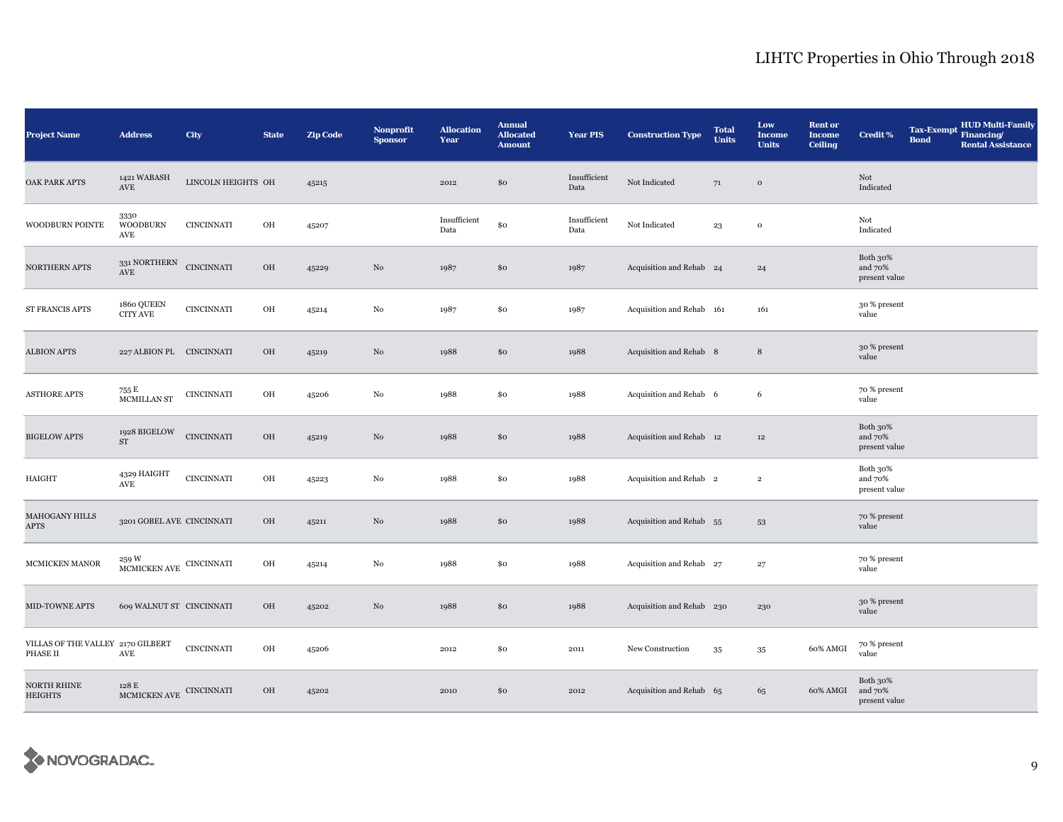| Project Name | Address | City | State | Zip Code | Nonprofit Sponsor | Allocation Year | Annual Allocated Amount | Year PIS | Construction Type | Total Units | Low Income Units | Rent or Income Ceiling | Credit % | Tax-Exempt Bond | HUD Multi-Family Financing/ Rental Assistance |
|---|---|---|---|---|---|---|---|---|---|---|---|---|---|---|---|
| OAK PARK APTS | 1421 WABASH AVE | LINCOLN HEIGHTS | OH | 45215 | | 2012 | $0 | Insufficient Data | Not Indicated | 71 | 0 | | Not Indicated | | |
| WOODBURN POINTE | 3330 WOODBURN AVE | CINCINNATI | OH | 45207 | | Insufficient Data | $0 | Insufficient Data | Not Indicated | 23 | 0 | | Not Indicated | | |
| NORTHERN APTS | 331 NORTHERN AVE | CINCINNATI | OH | 45229 | No | 1987 | $0 | 1987 | Acquisition and Rehab | 24 | 24 | | Both 30% and 70% present value | | |
| ST FRANCIS APTS | 1860 QUEEN CITY AVE | CINCINNATI | OH | 45214 | No | 1987 | $0 | 1987 | Acquisition and Rehab | 161 | 161 | | 30 % present value | | |
| ALBION APTS | 227 ALBION PL | CINCINNATI | OH | 45219 | No | 1988 | $0 | 1988 | Acquisition and Rehab | 8 | 8 | | 30 % present value | | |
| ASTHORE APTS | 755 E MCMILLAN ST | CINCINNATI | OH | 45206 | No | 1988 | $0 | 1988 | Acquisition and Rehab | 6 | 6 | | 70 % present value | | |
| BIGELOW APTS | 1928 BIGELOW ST | CINCINNATI | OH | 45219 | No | 1988 | $0 | 1988 | Acquisition and Rehab | 12 | 12 | | Both 30% and 70% present value | | |
| HAIGHT | 4329 HAIGHT AVE | CINCINNATI | OH | 45223 | No | 1988 | $0 | 1988 | Acquisition and Rehab | 2 | 2 | | Both 30% and 70% present value | | |
| MAHOGANY HILLS APTS | 3201 GOBEL AVE | CINCINNATI | OH | 45211 | No | 1988 | $0 | 1988 | Acquisition and Rehab | 55 | 53 | | 70 % present value | | |
| MCMICKEN MANOR | 259 W MCMICKEN AVE | CINCINNATI | OH | 45214 | No | 1988 | $0 | 1988 | Acquisition and Rehab | 27 | 27 | | 70 % present value | | |
| MID-TOWNE APTS | 609 WALNUT ST | CINCINNATI | OH | 45202 | No | 1988 | $0 | 1988 | Acquisition and Rehab | 230 | 230 | | 30 % present value | | |
| VILLAS OF THE VALLEY PHASE II | 2170 GILBERT AVE | CINCINNATI | OH | 45206 | | 2012 | $0 | 2011 | New Construction | 35 | 35 | 60% AMGI | 70 % present value | | |
| NORTH RHINE HEIGHTS | 128 E MCMICKEN AVE | CINCINNATI | OH | 45202 | | 2010 | $0 | 2012 | Acquisition and Rehab | 65 | 65 | 60% AMGI | Both 30% and 70% present value | | |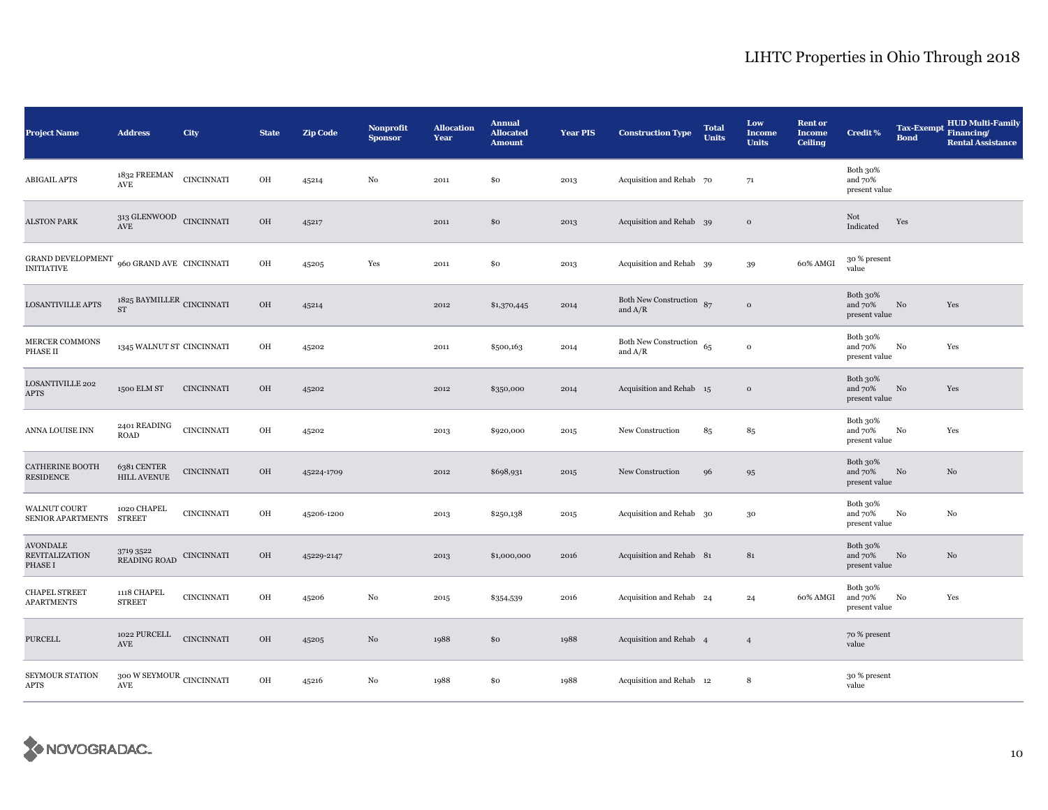# LIHTC Properties in Ohio Through 2018

| Project Name | Address | City | State | Zip Code | Nonprofit Sponsor | Allocation Year | Annual Allocated Amount | Year PIS | Construction Type | Total Units | Low Income Units | Rent or Income Ceiling | Credit % | Tax-Exempt Bond | HUD Multi-Family Financing/ Rental Assistance |
|---|---|---|---|---|---|---|---|---|---|---|---|---|---|---|---|
| ABIGAIL APTS | 1832 FREEMAN AVE | CINCINNATI | OH | 45214 | No | 2011 | $0 | 2013 | Acquisition and Rehab | 70 | 71 | | Both 30% and 70% present value | | |
| ALSTON PARK | 313 GLENWOOD AVE | CINCINNATI | OH | 45217 | | 2011 | $0 | 2013 | Acquisition and Rehab | 39 | 0 | | Not Indicated | Yes | |
| GRAND DEVELOPMENT INITIATIVE | 960 GRAND AVE | CINCINNATI | OH | 45205 | Yes | 2011 | $0 | 2013 | Acquisition and Rehab | 39 | 39 | 60% AMGI | 30 % present value | | |
| LOSANTIVILLE APTS | 1825 BAYMILLER ST | CINCINNATI | OH | 45214 | | 2012 | $1,370,445 | 2014 | Both New Construction and A/R | 87 | 0 | | Both 30% and 70% present value | No | Yes |
| MERCER COMMONS PHASE II | 1345 WALNUT ST | CINCINNATI | OH | 45202 | | 2011 | $500,163 | 2014 | Both New Construction and A/R | 65 | 0 | | Both 30% and 70% present value | No | Yes |
| LOSANTIVILLE 202 APTS | 1500 ELM ST | CINCINNATI | OH | 45202 | | 2012 | $350,000 | 2014 | Acquisition and Rehab | 15 | 0 | | Both 30% and 70% present value | No | Yes |
| ANNA LOUISE INN | 2401 READING ROAD | CINCINNATI | OH | 45202 | | 2013 | $920,000 | 2015 | New Construction | 85 | 85 | | Both 30% and 70% present value | No | Yes |
| CATHERINE BOOTH RESIDENCE | 6381 CENTER HILL AVENUE | CINCINNATI | OH | 45224-1709 | | 2012 | $698,931 | 2015 | New Construction | 96 | 95 | | Both 30% and 70% present value | No | No |
| WALNUT COURT SENIOR APARTMENTS | 1020 CHAPEL STREET | CINCINNATI | OH | 45206-1200 | | 2013 | $250,138 | 2015 | Acquisition and Rehab | 30 | 30 | | Both 30% and 70% present value | No | No |
| AVONDALE REVITALIZATION PHASE I | 3719 3522 READING ROAD | CINCINNATI | OH | 45229-2147 | | 2013 | $1,000,000 | 2016 | Acquisition and Rehab | 81 | 81 | | Both 30% and 70% present value | No | No |
| CHAPEL STREET APARTMENTS | 1118 CHAPEL STREET | CINCINNATI | OH | 45206 | No | 2015 | $354,539 | 2016 | Acquisition and Rehab | 24 | 24 | 60% AMGI | Both 30% and 70% present value | No | Yes |
| PURCELL | 1022 PURCELL AVE | CINCINNATI | OH | 45205 | No | 1988 | $0 | 1988 | Acquisition and Rehab | 4 | 4 | | 70 % present value | | |
| SEYMOUR STATION APTS | 300 W SEYMOUR AVE | CINCINNATI | OH | 45216 | No | 1988 | $0 | 1988 | Acquisition and Rehab | 12 | 8 | | 30 % present value | | |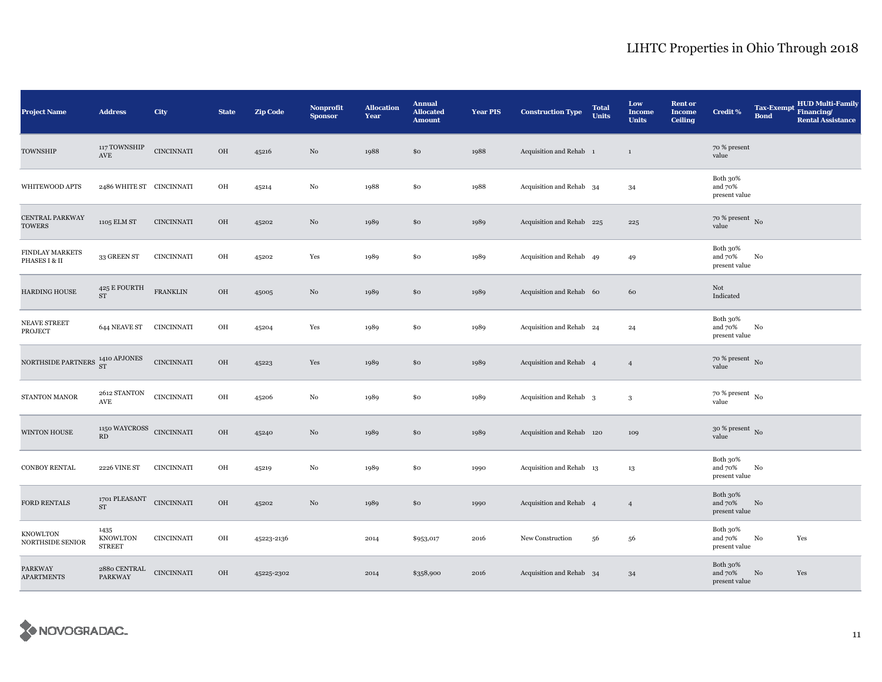| Project Name | Address | City | State | Zip Code | Nonprofit Sponsor | Allocation Year | Annual Allocated Amount | Year PIS | Construction Type | Total Units | Low Income Units | Rent or Income Ceiling | Credit % | Tax-Exempt Bond | HUD Multi-Family Financing/ Rental Assistance |
|---|---|---|---|---|---|---|---|---|---|---|---|---|---|---|---|
| TOWNSHIP | 117 TOWNSHIP AVE | CINCINNATI | OH | 45216 | No | 1988 | $0 | 1988 | Acquisition and Rehab | 1 | 1 | | 70 % present value | | |
| WHITEWOOD APTS | 2486 WHITE ST | CINCINNATI | OH | 45214 | No | 1988 | $0 | 1988 | Acquisition and Rehab | 34 | 34 | | Both 30% and 70% present value | | |
| CENTRAL PARKWAY TOWERS | 1105 ELM ST | CINCINNATI | OH | 45202 | No | 1989 | $0 | 1989 | Acquisition and Rehab | 225 | 225 | | 70 % present value | No | |
| FINDLAY MARKETS PHASES I & II | 33 GREEN ST | CINCINNATI | OH | 45202 | Yes | 1989 | $0 | 1989 | Acquisition and Rehab | 49 | 49 | | Both 30% and 70% present value | No | |
| HARDING HOUSE | 425 E FOURTH ST | FRANKLIN | OH | 45005 | No | 1989 | $0 | 1989 | Acquisition and Rehab | 60 | 60 | | Not Indicated | | |
| NEAVE STREET PROJECT | 644 NEAVE ST | CINCINNATI | OH | 45204 | Yes | 1989 | $0 | 1989 | Acquisition and Rehab | 24 | 24 | | Both 30% and 70% present value | No | |
| NORTHSIDE PARTNERS | 1410 APJONES ST | CINCINNATI | OH | 45223 | Yes | 1989 | $0 | 1989 | Acquisition and Rehab | 4 | 4 | | 70 % present value | No | |
| STANTON MANOR | 2612 STANTON AVE | CINCINNATI | OH | 45206 | No | 1989 | $0 | 1989 | Acquisition and Rehab | 3 | 3 | | 70 % present value | No | |
| WINTON HOUSE | 1150 WAYCROSS RD | CINCINNATI | OH | 45240 | No | 1989 | $0 | 1989 | Acquisition and Rehab | 120 | 109 | | 30 % present value | No | |
| CONBOY RENTAL | 2226 VINE ST | CINCINNATI | OH | 45219 | No | 1989 | $0 | 1990 | Acquisition and Rehab | 13 | 13 | | Both 30% and 70% present value | No | |
| FORD RENTALS | 1701 PLEASANT ST | CINCINNATI | OH | 45202 | No | 1989 | $0 | 1990 | Acquisition and Rehab | 4 | 4 | | Both 30% and 70% present value | No | |
| KNOWLTON NORTHSIDE SENIOR | 1435 KNOWLTON STREET | CINCINNATI | OH | 45223-2136 | | 2014 | $953,017 | 2016 | New Construction | 56 | 56 | | Both 30% and 70% present value | No | Yes |
| PARKWAY APARTMENTS | 2880 CENTRAL PARKWAY | CINCINNATI | OH | 45225-2302 | | 2014 | $358,900 | 2016 | Acquisition and Rehab | 34 | 34 | | Both 30% and 70% present value | No | Yes |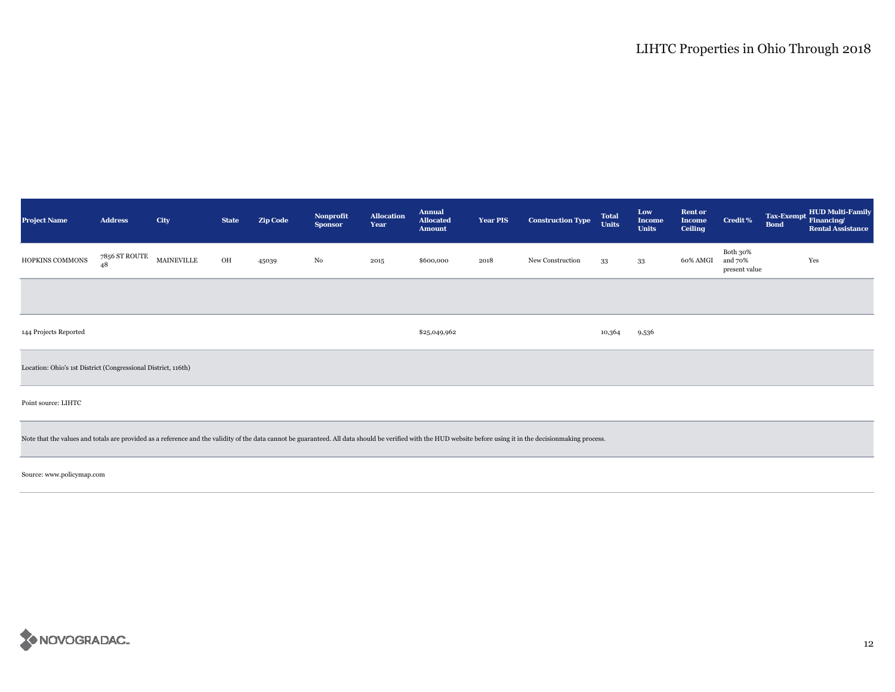| Project Name | Address | City | State | Zip Code | Nonprofit Sponsor | Allocation Year | Annual Allocated Amount | Year PIS | Construction Type | Total Units | Low Income Units | Rent or Income Ceiling | Credit % | Tax-Exempt Bond | HUD Multi-Family Financing/ Rental Assistance |
|---|---|---|---|---|---|---|---|---|---|---|---|---|---|---|---|
| HOPKINS COMMONS | 7856 ST ROUTE 48 | MAINEVILLE | OH | 45039 | No | 2015 | $600,000 | 2018 | New Construction | 33 | 33 | 60% AMGI | Both 30% and 70% present value | | Yes |
| | | | | | | | | | | | | | | | |
| 144 Projects Reported | | | | | | | $25,049,962 | | | 10,364 | 9,536 | | | | |

Location: Ohio's 1st District (Congressional District, 116th)

Point source: LIHTC

Note that the values and totals are provided as a reference and the validity of the data cannot be guaranteed. All data should be verified with the HUD website before using it in the decisionmaking process.

Source: www.policymap.com